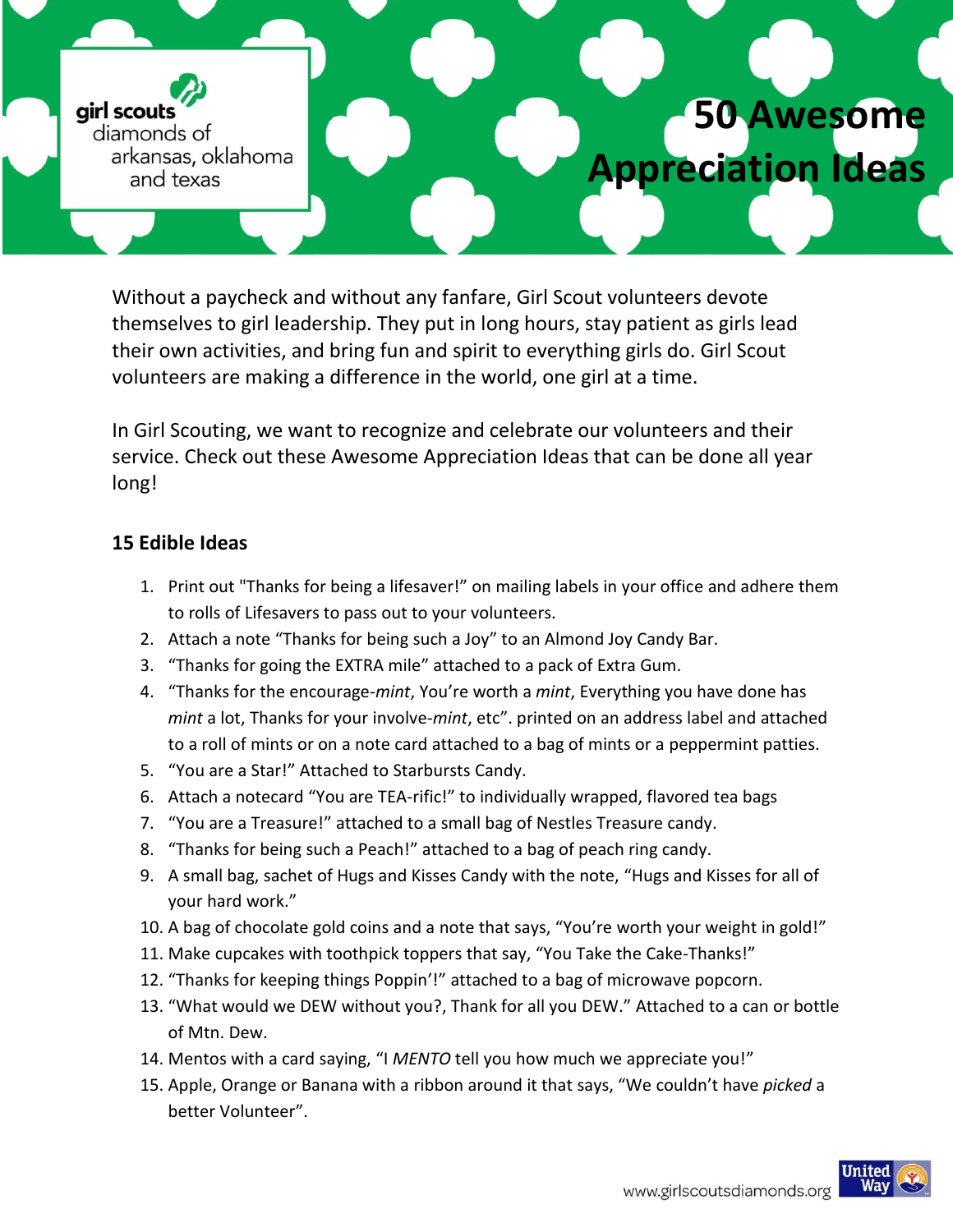girl scouts diamonds of arkansas, oklahoma and texas

# 50 Awesome Appreciation Ideas

Without a paycheck and without any fanfare, Girl Scout volunteers devote themselves to girl leadership. They put in long hours, stay patient as girls lead their own activities, and bring fun and spirit to everything girls do. Girl Scout volunteers are making a difference in the world, one girl at a time.

In Girl Scouting, we want to recognize and celebrate our volunteers and their service. Check out these Awesome Appreciation Ideas that can be done all year long!

## 15 Edible Ideas

1. Print out "Thanks for being a lifesaver!" on mailing labels in your office and adhere them to rolls of Lifesavers to pass out to your volunteers.
2. Attach a note "Thanks for being such a Joy" to an Almond Joy Candy Bar.
3. "Thanks for going the EXTRA mile" attached to a pack of Extra Gum.
4. "Thanks for the encourage-*mint*, You're worth a *mint*, Everything you have done has *mint* a lot, Thanks for your involve-*mint*, etc". printed on an address label and attached to a roll of mints or on a note card attached to a bag of mints or a peppermint patties.
5. "You are a Star!" Attached to Starbursts Candy.
6. Attach a notecard "You are TEA-rific!" to individually wrapped, flavored tea bags
7. "You are a Treasure!" attached to a small bag of Nestles Treasure candy.
8. "Thanks for being such a Peach!" attached to a bag of peach ring candy.
9. A small bag, sachet of Hugs and Kisses Candy with the note, "Hugs and Kisses for all of your hard work."
10. A bag of chocolate gold coins and a note that says, "You're worth your weight in gold!"
11. Make cupcakes with toothpick toppers that say, "You Take the Cake-Thanks!"
12. "Thanks for keeping things Poppin'!" attached to a bag of microwave popcorn.
13. "What would we DEW without you?, Thank for all you DEW." Attached to a can or bottle of Mtn. Dew.
14. Mentos with a card saying, "I *MENTO* tell you how much we appreciate you!"
15. Apple, Orange or Banana with a ribbon around it that says, "We couldn't have *picked* a better Volunteer".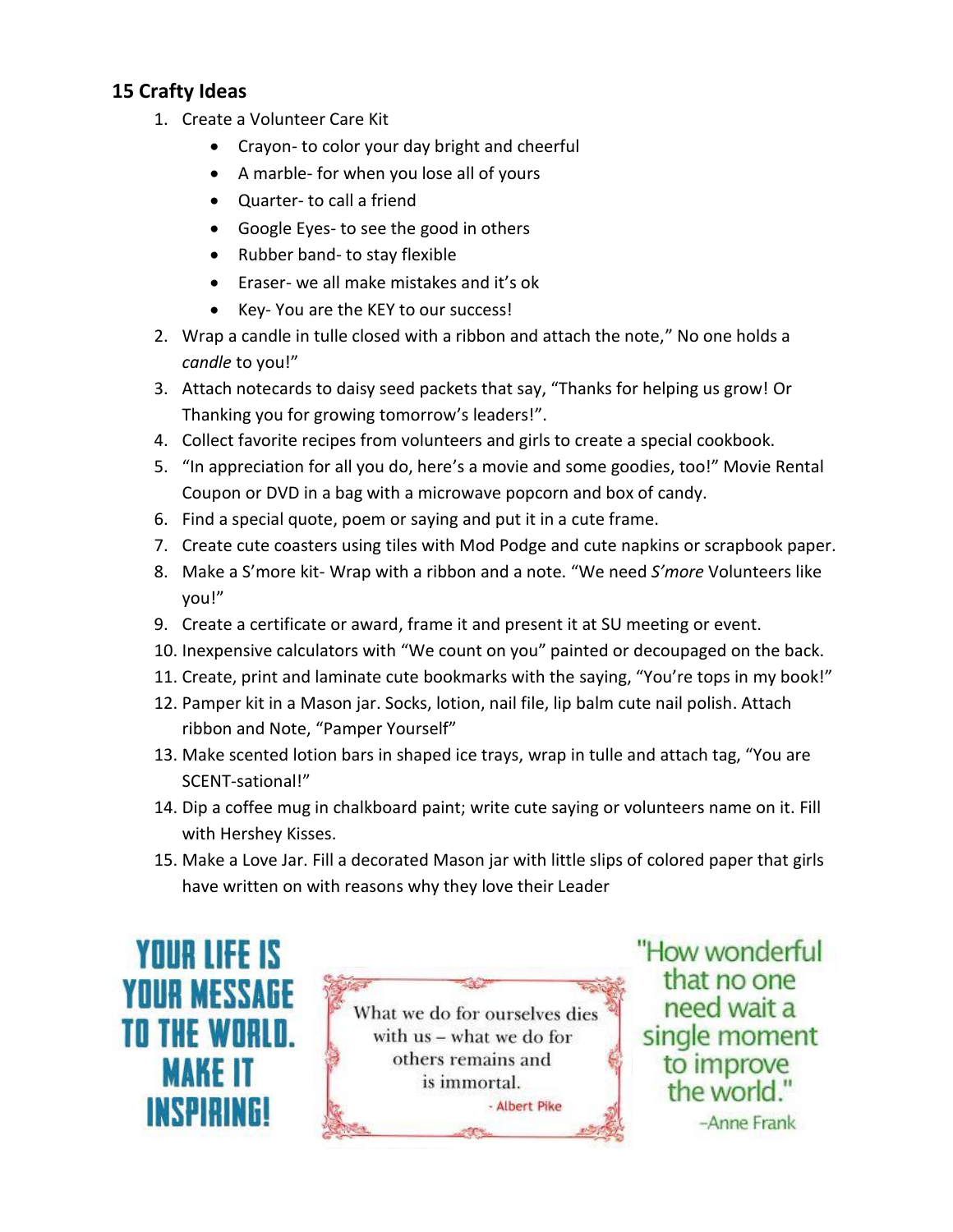## 15 Crafty Ideas

1. Create a Volunteer Care Kit
   - Crayon- to color your day bright and cheerful
   - A marble- for when you lose all of yours
   - Quarter- to call a friend
   - Google Eyes- to see the good in others
   - Rubber band- to stay flexible
   - Eraser- we all make mistakes and it's ok
   - Key- You are the KEY to our success!
2. Wrap a candle in tulle closed with a ribbon and attach the note," No one holds a *candle* to you!"
3. Attach notecards to daisy seed packets that say, "Thanks for helping us grow! Or Thanking you for growing tomorrow's leaders!".
4. Collect favorite recipes from volunteers and girls to create a special cookbook.
5. "In appreciation for all you do, here's a movie and some goodies, too!" Movie Rental Coupon or DVD in a bag with a microwave popcorn and box of candy.
6. Find a special quote, poem or saying and put it in a cute frame.
7. Create cute coasters using tiles with Mod Podge and cute napkins or scrapbook paper.
8. Make a S'more kit- Wrap with a ribbon and a note. "We need *S'more* Volunteers like you!"
9. Create a certificate or award, frame it and present it at SU meeting or event.
10. Inexpensive calculators with "We count on you" painted or decoupaged on the back.
11. Create, print and laminate cute bookmarks with the saying, "You're tops in my book!"
12. Pamper kit in a Mason jar. Socks, lotion, nail file, lip balm cute nail polish. Attach ribbon and Note, "Pamper Yourself"
13. Make scented lotion bars in shaped ice trays, wrap in tulle and attach tag, "You are SCENT-sational!"
14. Dip a coffee mug in chalkboard paint; write cute saying or volunteers name on it. Fill with Hershey Kisses.
15. Make a Love Jar. Fill a decorated Mason jar with little slips of colored paper that girls have written on with reasons why they love their Leader

YOUR LIFE IS YOUR MESSAGE TO THE WORLD. MAKE IT INSPIRING!

What we do for ourselves dies with us – what we do for others remains and is immortal.
- Albert Pike

"How wonderful that no one need wait a single moment to improve the world."
–Anne Frank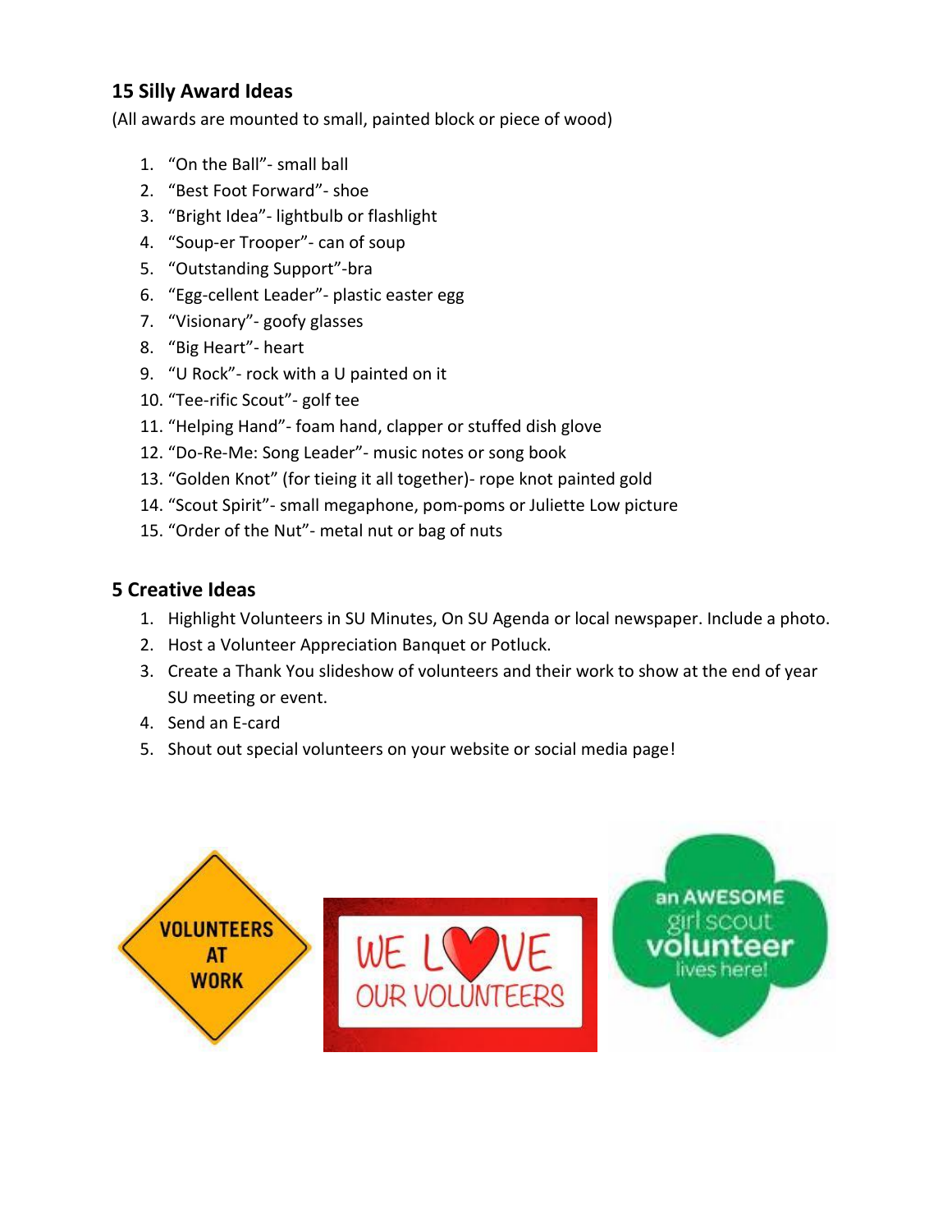## 15 Silly Award Ideas

(All awards are mounted to small, painted block or piece of wood)

1. "On the Ball"- small ball
2. "Best Foot Forward"- shoe
3. "Bright Idea"- lightbulb or flashlight
4. "Soup-er Trooper"- can of soup
5. "Outstanding Support"-bra
6. "Egg-cellent Leader"- plastic easter egg
7. "Visionary"- goofy glasses
8. "Big Heart"- heart
9. "U Rock"- rock with a U painted on it
10. "Tee-rific Scout"- golf tee
11. "Helping Hand"- foam hand, clapper or stuffed dish glove
12. "Do-Re-Me: Song Leader"- music notes or song book
13. "Golden Knot" (for tieing it all together)- rope knot painted gold
14. "Scout Spirit"- small megaphone, pom-poms or Juliette Low picture
15. "Order of the Nut"- metal nut or bag of nuts

## 5 Creative Ideas

1. Highlight Volunteers in SU Minutes, On SU Agenda or local newspaper. Include a photo.
2. Host a Volunteer Appreciation Banquet or Potluck.
3. Create a Thank You slideshow of volunteers and their work to show at the end of year SU meeting or event.
4. Send an E-card
5. Shout out special volunteers on your website or social media page!

VOLUNTEERS AT WORK

WE LOVE OUR VOLUNTEERS

an AWESOME girl scout volunteer lives here!